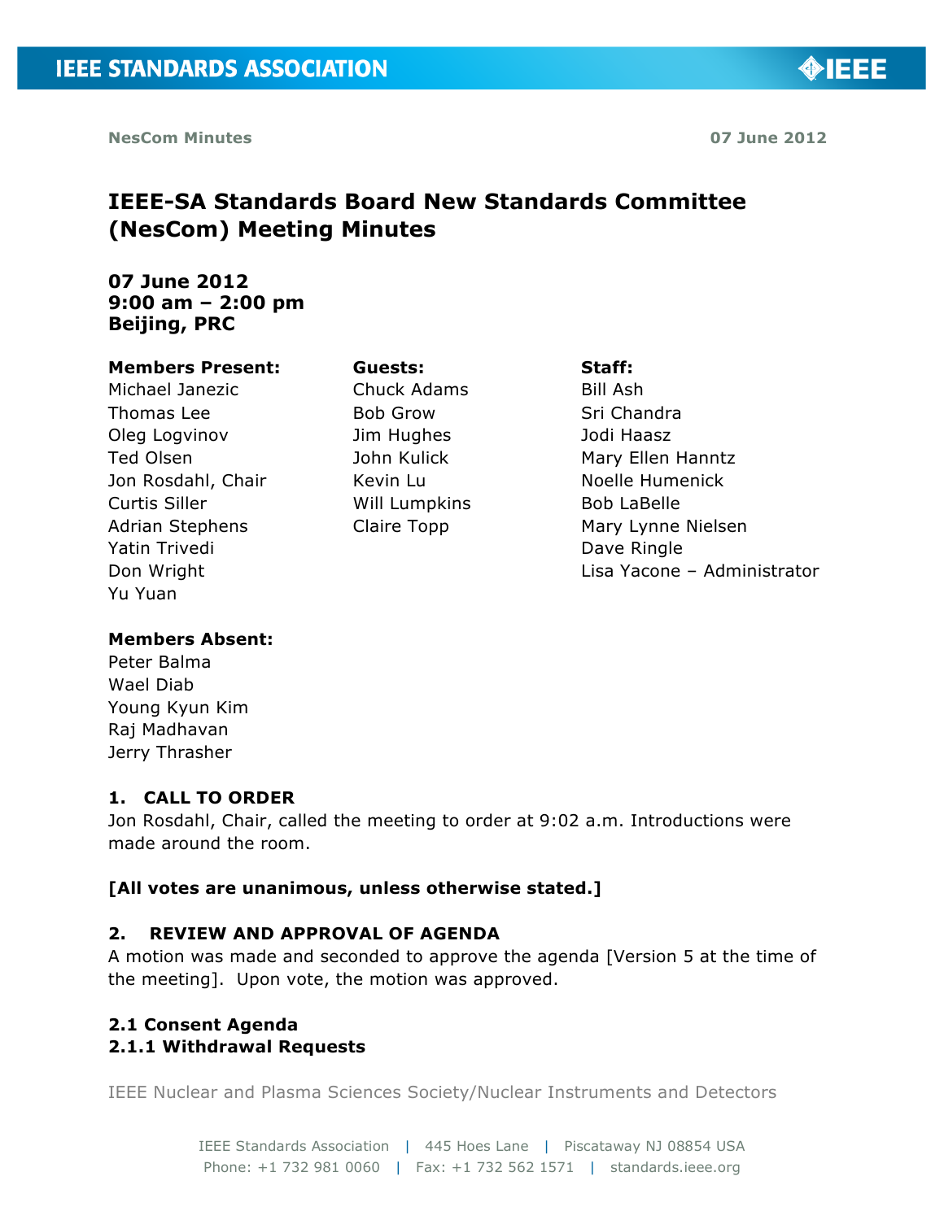**NesCom Minutes** **07 June 2012**

# IEEE-SA Standards Board New Standards Committee (NesCom) Meeting Minutes

**07 June 2012**
**9:00 am – 2:00 pm**
**Beijing, PRC**

**Members Present:**
Michael Janezic
Thomas Lee
Oleg Logvinov
Ted Olsen
Jon Rosdahl, Chair
Curtis Siller
Adrian Stephens
Yatin Trivedi
Don Wright
Yu Yuan

**Guests:**
Chuck Adams
Bob Grow
Jim Hughes
John Kulick
Kevin Lu
Will Lumpkins
Claire Topp

**Staff:**
Bill Ash
Sri Chandra
Jodi Haasz
Mary Ellen Hanntz
Noelle Humenick
Bob LaBelle
Mary Lynne Nielsen
Dave Ringle
Lisa Yacone – Administrator

**Members Absent:**
Peter Balma
Wael Diab
Young Kyun Kim
Raj Madhavan
Jerry Thrasher

## 1. CALL TO ORDER

Jon Rosdahl, Chair, called the meeting to order at 9:02 a.m. Introductions were made around the room.

**[All votes are unanimous, unless otherwise stated.]**

## 2. REVIEW AND APPROVAL OF AGENDA

A motion was made and seconded to approve the agenda [Version 5 at the time of the meeting]. Upon vote, the motion was approved.

### 2.1 Consent Agenda

#### 2.1.1 Withdrawal Requests

IEEE Nuclear and Plasma Sciences Society/Nuclear Instruments and Detectors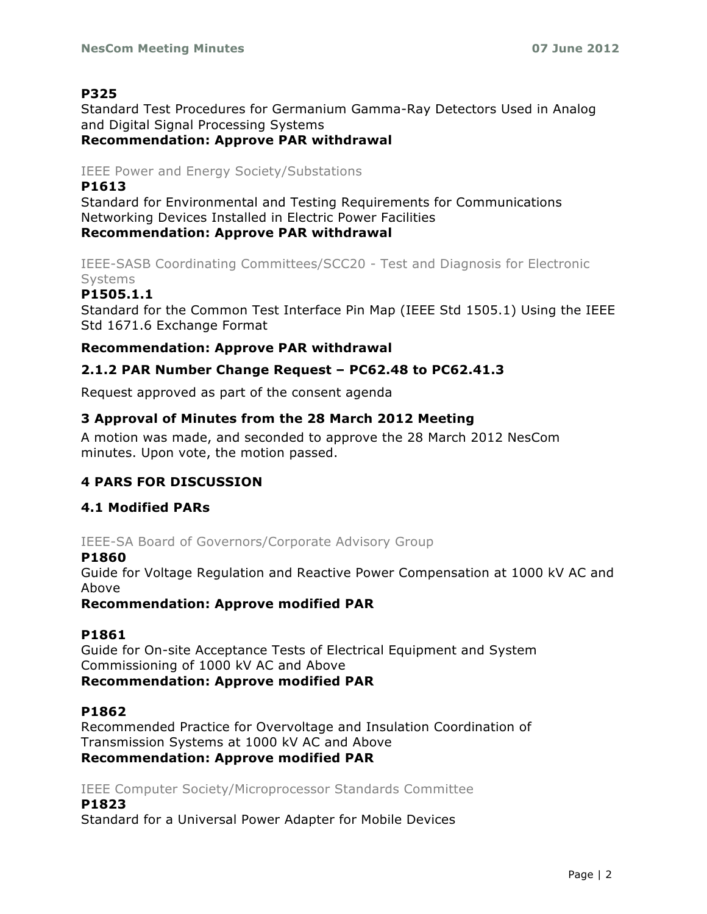**P325**

Standard Test Procedures for Germanium Gamma-Ray Detectors Used in Analog and Digital Signal Processing Systems

**Recommendation: Approve PAR withdrawal**

IEEE Power and Energy Society/Substations

**P1613**

Standard for Environmental and Testing Requirements for Communications Networking Devices Installed in Electric Power Facilities

**Recommendation: Approve PAR withdrawal**

IEEE-SASB Coordinating Committees/SCC20 - Test and Diagnosis for Electronic Systems

**P1505.1.1**

Standard for the Common Test Interface Pin Map (IEEE Std 1505.1) Using the IEEE Std 1671.6 Exchange Format

**Recommendation: Approve PAR withdrawal**

### 2.1.2 PAR Number Change Request – PC62.48 to PC62.41.3

Request approved as part of the consent agenda

## 3 Approval of Minutes from the 28 March 2012 Meeting

A motion was made, and seconded to approve the 28 March 2012 NesCom minutes. Upon vote, the motion passed.

## 4 PARS FOR DISCUSSION

### 4.1 Modified PARs

IEEE-SA Board of Governors/Corporate Advisory Group

**P1860**

Guide for Voltage Regulation and Reactive Power Compensation at 1000 kV AC and Above

**Recommendation: Approve modified PAR**

**P1861**

Guide for On-site Acceptance Tests of Electrical Equipment and System Commissioning of 1000 kV AC and Above

**Recommendation: Approve modified PAR**

**P1862**

Recommended Practice for Overvoltage and Insulation Coordination of Transmission Systems at 1000 kV AC and Above

**Recommendation: Approve modified PAR**

IEEE Computer Society/Microprocessor Standards Committee

**P1823**

Standard for a Universal Power Adapter for Mobile Devices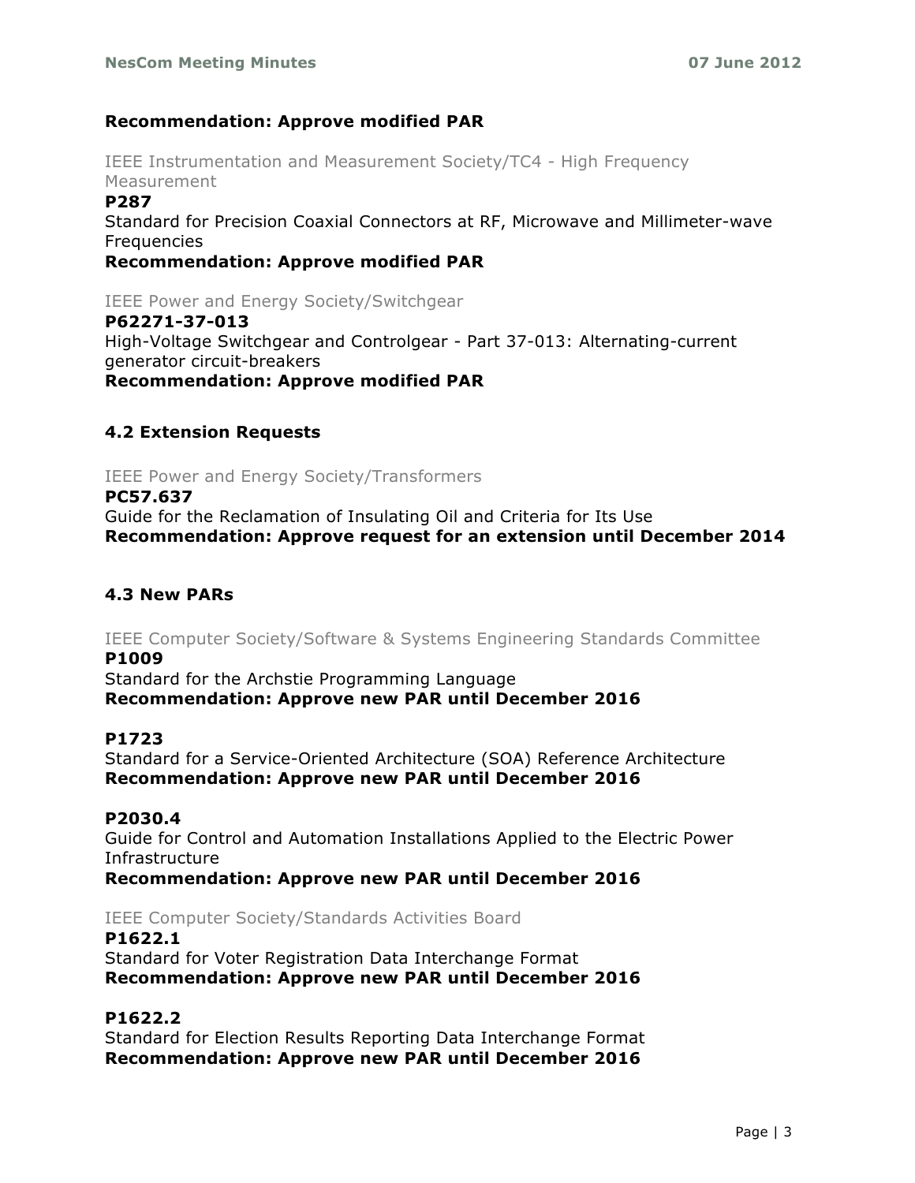**Recommendation: Approve modified PAR**

IEEE Instrumentation and Measurement Society/TC4 - High Frequency Measurement

**P287**

Standard for Precision Coaxial Connectors at RF, Microwave and Millimeter-wave Frequencies

**Recommendation: Approve modified PAR**

IEEE Power and Energy Society/Switchgear

**P62271-37-013**

High-Voltage Switchgear and Controlgear - Part 37-013: Alternating-current generator circuit-breakers

**Recommendation: Approve modified PAR**

### 4.2 Extension Requests

IEEE Power and Energy Society/Transformers

**PC57.637**

Guide for the Reclamation of Insulating Oil and Criteria for Its Use

**Recommendation: Approve request for an extension until December 2014**

### 4.3 New PARs

IEEE Computer Society/Software & Systems Engineering Standards Committee

**P1009**

Standard for the Archstie Programming Language

**Recommendation: Approve new PAR until December 2016**

**P1723**

Standard for a Service-Oriented Architecture (SOA) Reference Architecture

**Recommendation: Approve new PAR until December 2016**

**P2030.4**

Guide for Control and Automation Installations Applied to the Electric Power Infrastructure

**Recommendation: Approve new PAR until December 2016**

IEEE Computer Society/Standards Activities Board

**P1622.1**

Standard for Voter Registration Data Interchange Format

**Recommendation: Approve new PAR until December 2016**

**P1622.2**

Standard for Election Results Reporting Data Interchange Format

**Recommendation: Approve new PAR until December 2016**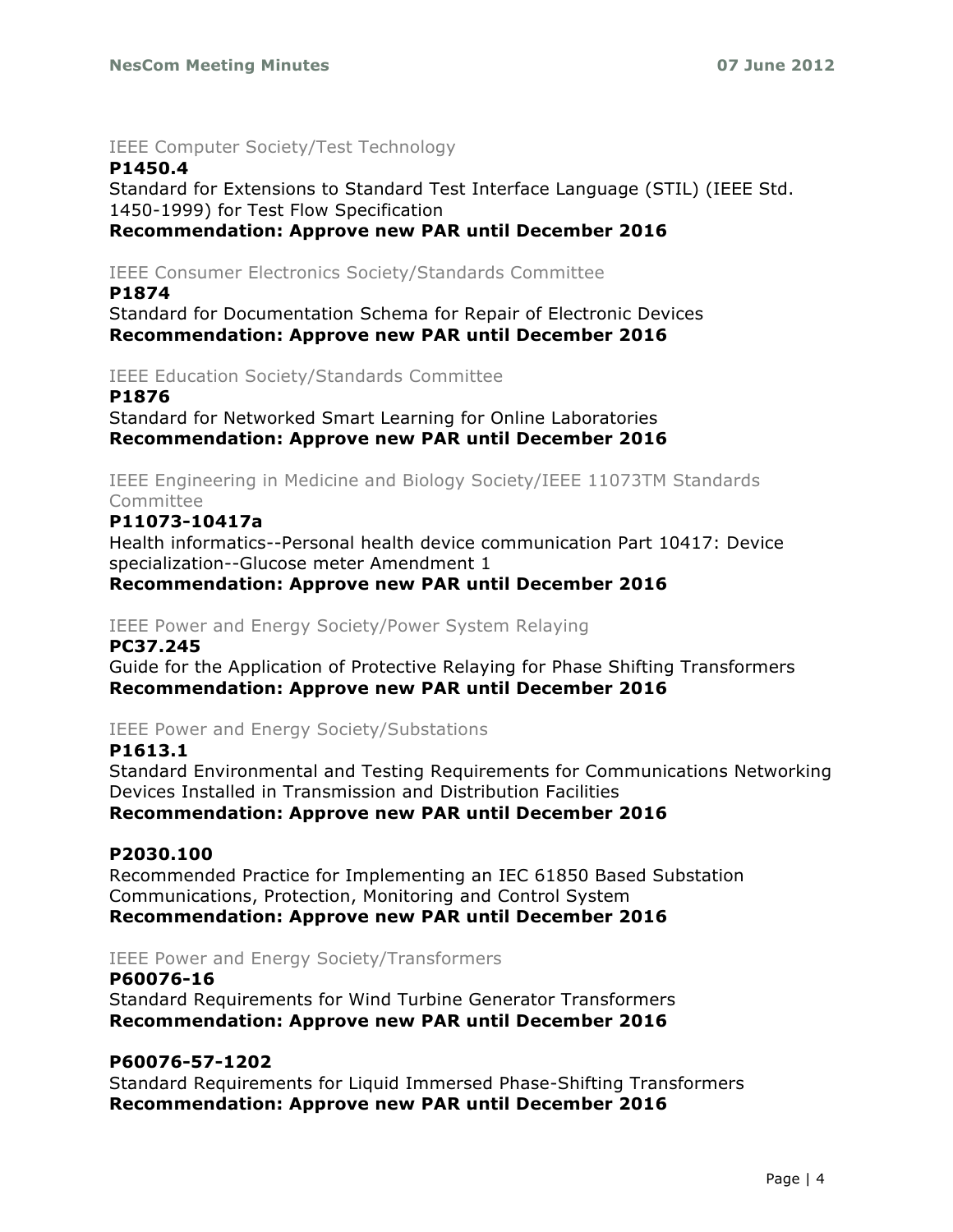IEEE Computer Society/Test Technology

**P1450.4**

Standard for Extensions to Standard Test Interface Language (STIL) (IEEE Std. 1450-1999) for Test Flow Specification

**Recommendation: Approve new PAR until December 2016**

IEEE Consumer Electronics Society/Standards Committee

**P1874**

Standard for Documentation Schema for Repair of Electronic Devices

**Recommendation: Approve new PAR until December 2016**

IEEE Education Society/Standards Committee

**P1876**

Standard for Networked Smart Learning for Online Laboratories

**Recommendation: Approve new PAR until December 2016**

IEEE Engineering in Medicine and Biology Society/IEEE 11073TM Standards Committee

**P11073-10417a**

Health informatics--Personal health device communication Part 10417: Device specialization--Glucose meter Amendment 1

**Recommendation: Approve new PAR until December 2016**

IEEE Power and Energy Society/Power System Relaying

**PC37.245**

Guide for the Application of Protective Relaying for Phase Shifting Transformers

**Recommendation: Approve new PAR until December 2016**

IEEE Power and Energy Society/Substations

**P1613.1**

Standard Environmental and Testing Requirements for Communications Networking Devices Installed in Transmission and Distribution Facilities

**Recommendation: Approve new PAR until December 2016**

**P2030.100**

Recommended Practice for Implementing an IEC 61850 Based Substation Communications, Protection, Monitoring and Control System

**Recommendation: Approve new PAR until December 2016**

IEEE Power and Energy Society/Transformers

**P60076-16**

Standard Requirements for Wind Turbine Generator Transformers

**Recommendation: Approve new PAR until December 2016**

**P60076-57-1202**

Standard Requirements for Liquid Immersed Phase-Shifting Transformers

**Recommendation: Approve new PAR until December 2016**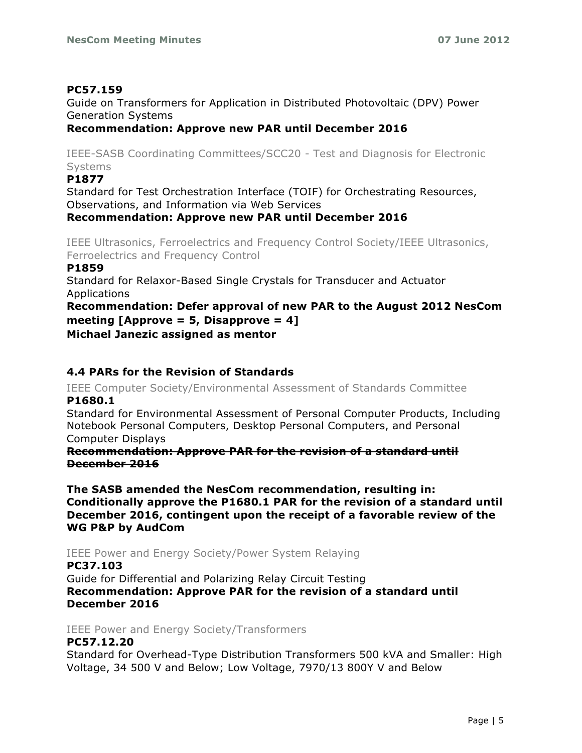**PC57.159**
Guide on Transformers for Application in Distributed Photovoltaic (DPV) Power Generation Systems
**Recommendation: Approve new PAR until December 2016**

IEEE-SASB Coordinating Committees/SCC20 - Test and Diagnosis for Electronic Systems
**P1877**
Standard for Test Orchestration Interface (TOIF) for Orchestrating Resources, Observations, and Information via Web Services
**Recommendation: Approve new PAR until December 2016**

IEEE Ultrasonics, Ferroelectrics and Frequency Control Society/IEEE Ultrasonics, Ferroelectrics and Frequency Control
**P1859**
Standard for Relaxor-Based Single Crystals for Transducer and Actuator Applications
**Recommendation: Defer approval of new PAR to the August 2012 NesCom meeting [Approve = 5, Disapprove = 4]**
**Michael Janezic assigned as mentor**

### 4.4 PARs for the Revision of Standards

IEEE Computer Society/Environmental Assessment of Standards Committee
**P1680.1**
Standard for Environmental Assessment of Personal Computer Products, Including Notebook Personal Computers, Desktop Personal Computers, and Personal Computer Displays
~~**Recommendation: Approve PAR for the revision of a standard until December 2016**~~

**The SASB amended the NesCom recommendation, resulting in: Conditionally approve the P1680.1 PAR for the revision of a standard until December 2016, contingent upon the receipt of a favorable review of the WG P&P by AudCom**

IEEE Power and Energy Society/Power System Relaying
**PC37.103**
Guide for Differential and Polarizing Relay Circuit Testing
**Recommendation: Approve PAR for the revision of a standard until December 2016**

IEEE Power and Energy Society/Transformers
**PC57.12.20**
Standard for Overhead-Type Distribution Transformers 500 kVA and Smaller: High Voltage, 34 500 V and Below; Low Voltage, 7970/13 800Y V and Below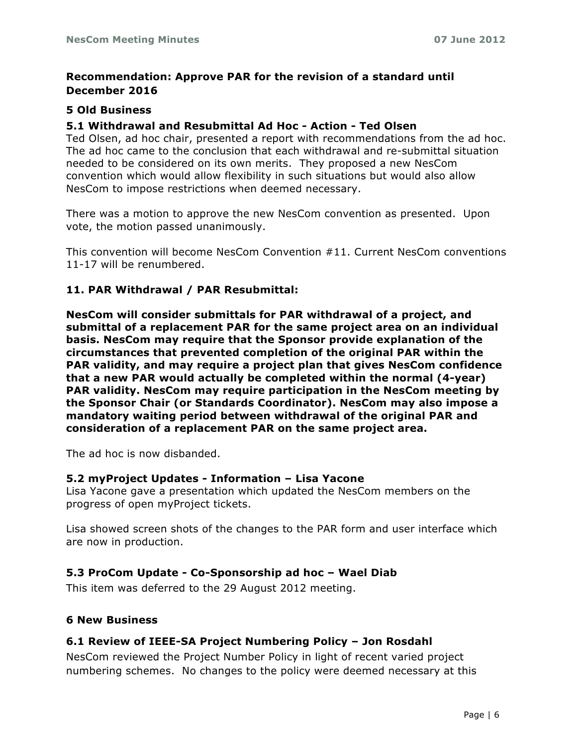**Recommendation: Approve PAR for the revision of a standard until December 2016**

## 5 Old Business

### 5.1 Withdrawal and Resubmittal Ad Hoc - Action - Ted Olsen

Ted Olsen, ad hoc chair, presented a report with recommendations from the ad hoc. The ad hoc came to the conclusion that each withdrawal and re-submittal situation needed to be considered on its own merits. They proposed a new NesCom convention which would allow flexibility in such situations but would also allow NesCom to impose restrictions when deemed necessary.

There was a motion to approve the new NesCom convention as presented. Upon vote, the motion passed unanimously.

This convention will become NesCom Convention #11. Current NesCom conventions 11-17 will be renumbered.

**11. PAR Withdrawal / PAR Resubmittal:**

**NesCom will consider submittals for PAR withdrawal of a project, and submittal of a replacement PAR for the same project area on an individual basis. NesCom may require that the Sponsor provide explanation of the circumstances that prevented completion of the original PAR within the PAR validity, and may require a project plan that gives NesCom confidence that a new PAR would actually be completed within the normal (4-year) PAR validity. NesCom may require participation in the NesCom meeting by the Sponsor Chair (or Standards Coordinator). NesCom may also impose a mandatory waiting period between withdrawal of the original PAR and consideration of a replacement PAR on the same project area.**

The ad hoc is now disbanded.

### 5.2 myProject Updates - Information – Lisa Yacone

Lisa Yacone gave a presentation which updated the NesCom members on the progress of open myProject tickets.

Lisa showed screen shots of the changes to the PAR form and user interface which are now in production.

### 5.3 ProCom Update - Co-Sponsorship ad hoc – Wael Diab

This item was deferred to the 29 August 2012 meeting.

## 6 New Business

### 6.1 Review of IEEE-SA Project Numbering Policy – Jon Rosdahl

NesCom reviewed the Project Number Policy in light of recent varied project numbering schemes. No changes to the policy were deemed necessary at this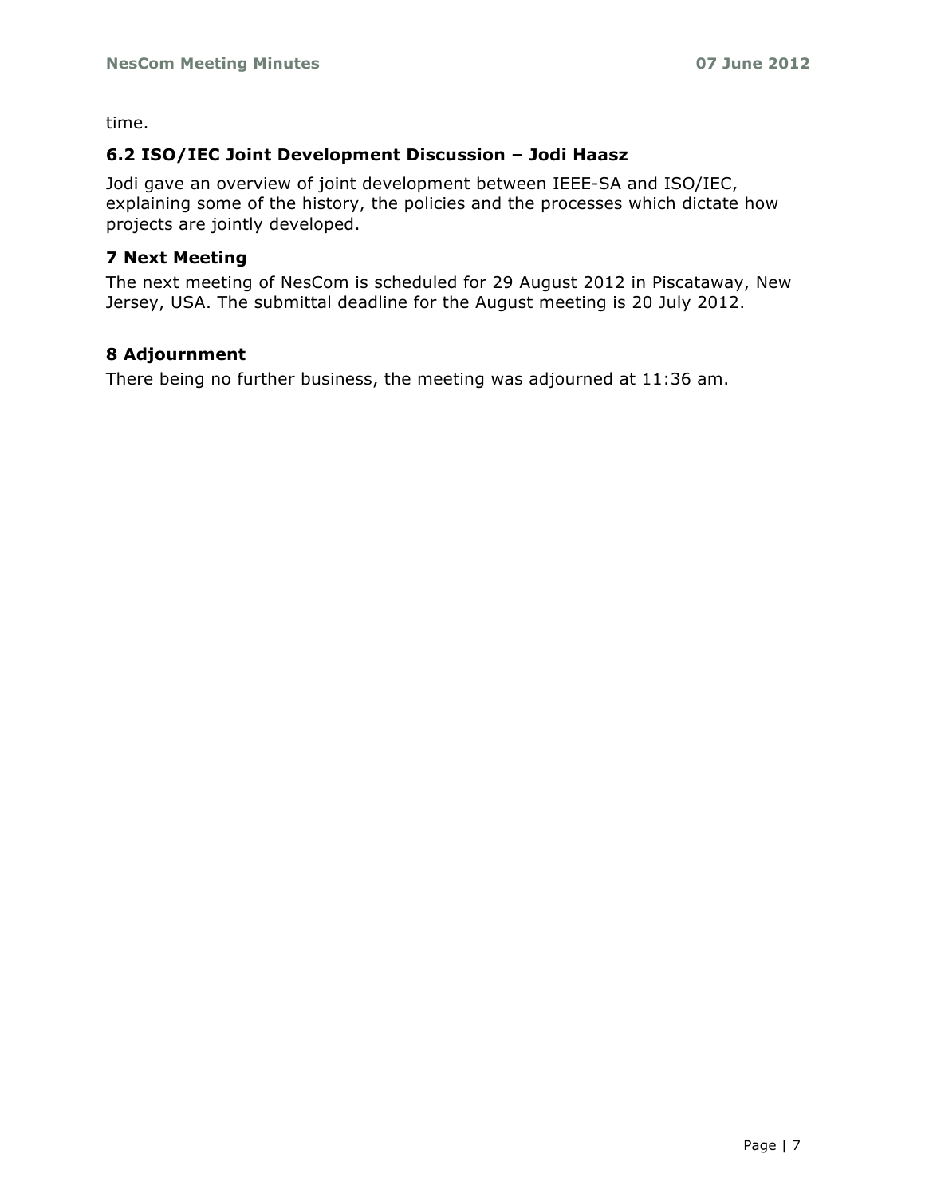time.

### 6.2 ISO/IEC Joint Development Discussion – Jodi Haasz

Jodi gave an overview of joint development between IEEE-SA and ISO/IEC, explaining some of the history, the policies and the processes which dictate how projects are jointly developed.

## 7 Next Meeting

The next meeting of NesCom is scheduled for 29 August 2012 in Piscataway, New Jersey, USA. The submittal deadline for the August meeting is 20 July 2012.

## 8 Adjournment

There being no further business, the meeting was adjourned at 11:36 am.